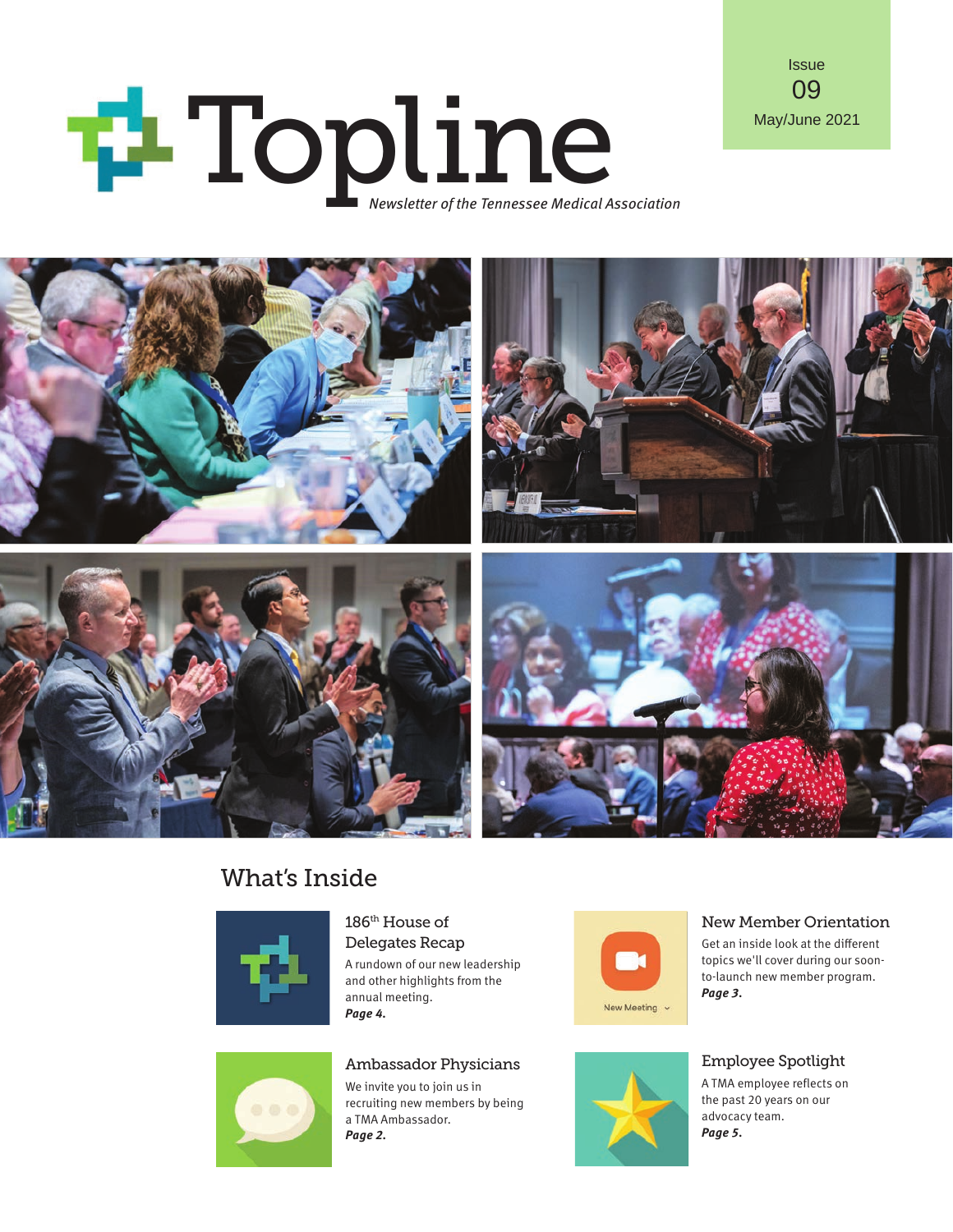# Topline

*Newsletter of the Tennessee Medical Association*

Issue
09
May/June 2021

## What's Inside

### 186th House of Delegates Recap

A rundown of our new leadership and other highlights from the annual meeting.
***Page 4.***

### New Member Orientation

Get an inside look at the different topics we'll cover during our soon-to-launch new member program.
***Page 3.***

### Ambassador Physicians

We invite you to join us in recruiting new members by being a TMA Ambassador.
***Page 2.***

### Employee Spotlight

A TMA employee reflects on the past 20 years on our advocacy team.
***Page 5.***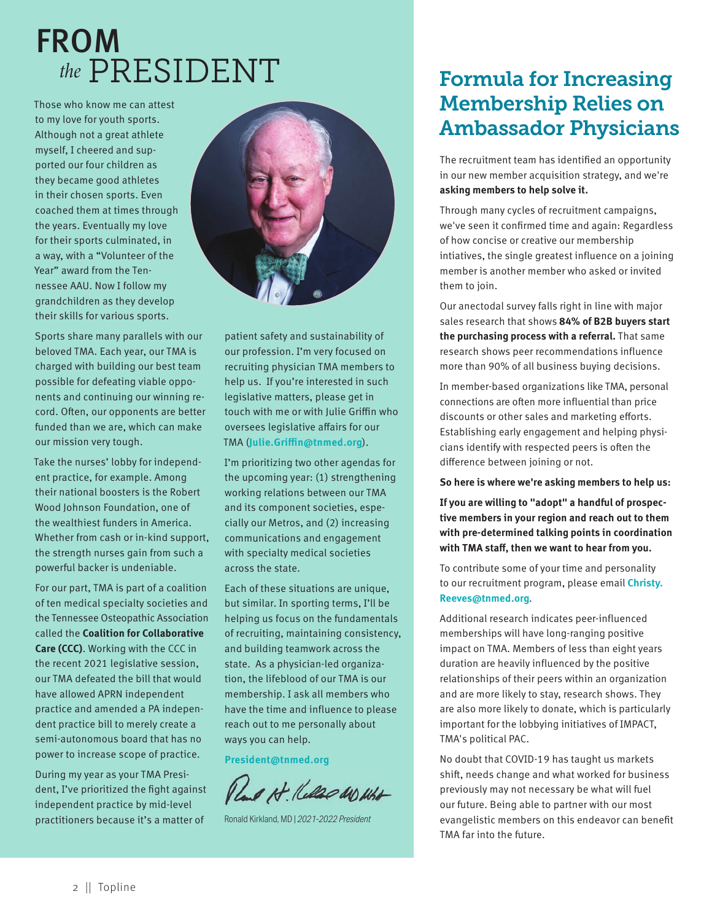# FROM *the* PRESIDENT

Those who know me can attest to my love for youth sports. Although not a great athlete myself, I cheered and supported our four children as they became good athletes in their chosen sports. Even coached them at times through the years. Eventually my love for their sports culminated, in a way, with a "Volunteer of the Year" award from the Tennessee AAU. Now I follow my grandchildren as they develop their skills for various sports.

Sports share many parallels with our beloved TMA. Each year, our TMA is charged with building our best team possible for defeating viable opponents and continuing our winning record. Often, our opponents are better funded than we are, which can make our mission very tough.

Take the nurses' lobby for independent practice, for example. Among their national boosters is the Robert Wood Johnson Foundation, one of the wealthiest funders in America. Whether from cash or in-kind support, the strength nurses gain from such a powerful backer is undeniable.

For our part, TMA is part of a coalition of ten medical specialty societies and the Tennessee Osteopathic Association called the **Coalition for Collaborative Care (CCC)**. Working with the CCC in the recent 2021 legislative session, our TMA defeated the bill that would have allowed APRN independent practice and amended a PA independent practice bill to merely create a semi-autonomous board that has no power to increase scope of practice.

During my year as your TMA President, I've prioritized the fight against independent practice by mid-level practitioners because it's a matter of patient safety and sustainability of our profession. I'm very focused on recruiting physician TMA members to help us. If you're interested in such legislative matters, please get in touch with me or with Julie Griffin who oversees legislative affairs for our TMA (**Julie.Griffin@tnmed.org**).

I'm prioritizing two other agendas for the upcoming year: (1) strengthening working relations between our TMA and its component societies, especially our Metros, and (2) increasing communications and engagement with specialty medical societies across the state.

Each of these situations are unique, but similar. In sporting terms, I'll be helping us focus on the fundamentals of recruiting, maintaining consistency, and building teamwork across the state. As a physician-led organization, the lifeblood of our TMA is our membership. I ask all members who have the time and influence to please reach out to me personally about ways you can help.

**President@tnmed.org**

Ronald Kirkland, MD | *2021-2022 President*

## Formula for Increasing Membership Relies on Ambassador Physicians

The recruitment team has identified an opportunity in our new member acquisition strategy, and we're **asking members to help solve it.**

Through many cycles of recruitment campaigns, we've seen it confirmed time and again: Regardless of how concise or creative our membership intiatives, the single greatest influence on a joining member is another member who asked or invited them to join.

Our anectodal survey falls right in line with major sales research that shows **84% of B2B buyers start the purchasing process with a referral.** That same research shows peer recommendations influence more than 90% of all business buying decisions.

In member-based organizations like TMA, personal connections are often more influential than price discounts or other sales and marketing efforts. Establishing early engagement and helping physicians identify with respected peers is often the difference between joining or not.

**So here is where we're asking members to help us:**

**If you are willing to "adopt" a handful of prospective members in your region and reach out to them with pre-determined talking points in coordination with TMA staff, then we want to hear from you.**

To contribute some of your time and personality to our recruitment program, please email **Christy.Reeves@tnmed.org**.

Additional research indicates peer-influenced memberships will have long-ranging positive impact on TMA. Members of less than eight years duration are heavily influenced by the positive relationships of their peers within an organization and are more likely to stay, research shows. They are also more likely to donate, which is particularly important for the lobbying initiatives of IMPACT, TMA's political PAC.

No doubt that COVID-19 has taught us markets shift, needs change and what worked for business previously may not necessary be what will fuel our future. Being able to partner with our most evangelistic members on this endeavor can benefit TMA far into the future.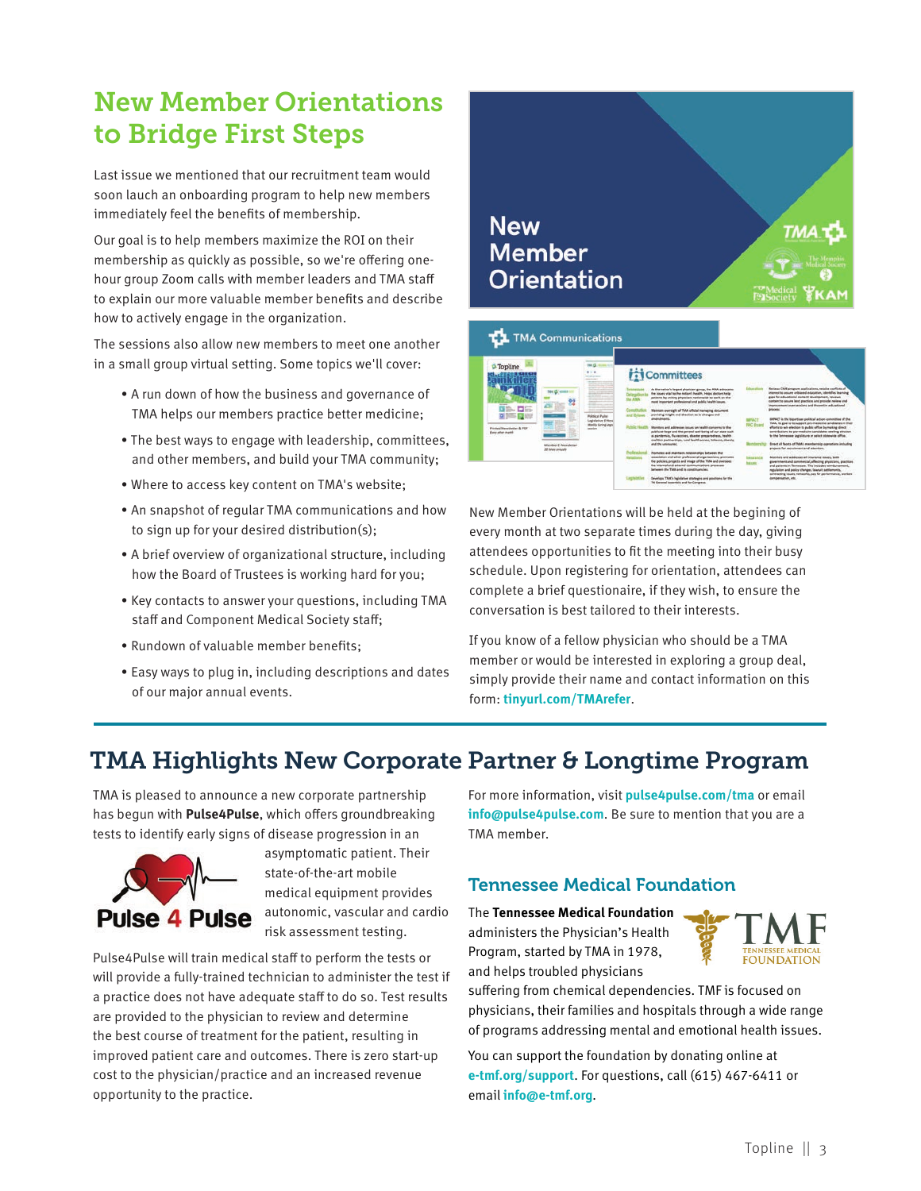# New Member Orientations to Bridge First Steps

Last issue we mentioned that our recruitment team would soon lauch an onboarding program to help new members immediately feel the benefits of membership.

Our goal is to help members maximize the ROI on their membership as quickly as possible, so we're offering one-hour group Zoom calls with member leaders and TMA staff to explain our more valuable member benefits and describe how to actively engage in the organization.

The sessions also allow new members to meet one another in a small group virtual setting. Some topics we'll cover:

- A run down of how the business and governance of TMA helps our members practice better medicine;
- The best ways to engage with leadership, committees, and other members, and build your TMA community;
- Where to access key content on TMA's website;
- An snapshot of regular TMA communications and how to sign up for your desired distribution(s);
- A brief overview of organizational structure, including how the Board of Trustees is working hard for you;
- Key contacts to answer your questions, including TMA staff and Component Medical Society staff;
- Rundown of valuable member benefits;
- Easy ways to plug in, including descriptions and dates of our major annual events.

New Member Orientations will be held at the begining of every month at two separate times during the day, giving attendees opportunities to fit the meeting into their busy schedule. Upon registering for orientation, attendees can complete a brief questionaire, if they wish, to ensure the conversation is best tailored to their interests.

If you know of a fellow physician who should be a TMA member or would be interested in exploring a group deal, simply provide their name and contact information on this form: **tinyurl.com/TMArefer**.

# TMA Highlights New Corporate Partner & Longtime Program

TMA is pleased to announce a new corporate partnership has begun with **Pulse4Pulse**, which offers groundbreaking tests to identify early signs of disease progression in an asymptomatic patient. Their state-of-the-art mobile medical equipment provides autonomic, vascular and cardio risk assessment testing.

Pulse4Pulse will train medical staff to perform the tests or will provide a fully-trained technician to administer the test if a practice does not have adequate staff to do so. Test results are provided to the physician to review and determine the best course of treatment for the patient, resulting in improved patient care and outcomes. There is zero start-up cost to the physician/practice and an increased revenue opportunity to the practice.

For more information, visit **pulse4pulse.com/tma** or email **info@pulse4pulse.com**. Be sure to mention that you are a TMA member.

## Tennessee Medical Foundation

The **Tennessee Medical Foundation** administers the Physician's Health Program, started by TMA in 1978, and helps troubled physicians suffering from chemical dependencies. TMF is focused on physicians, their families and hospitals through a wide range of programs addressing mental and emotional health issues.

You can support the foundation by donating online at **e-tmf.org/support**. For questions, call (615) 467-6411 or email **info@e-tmf.org**.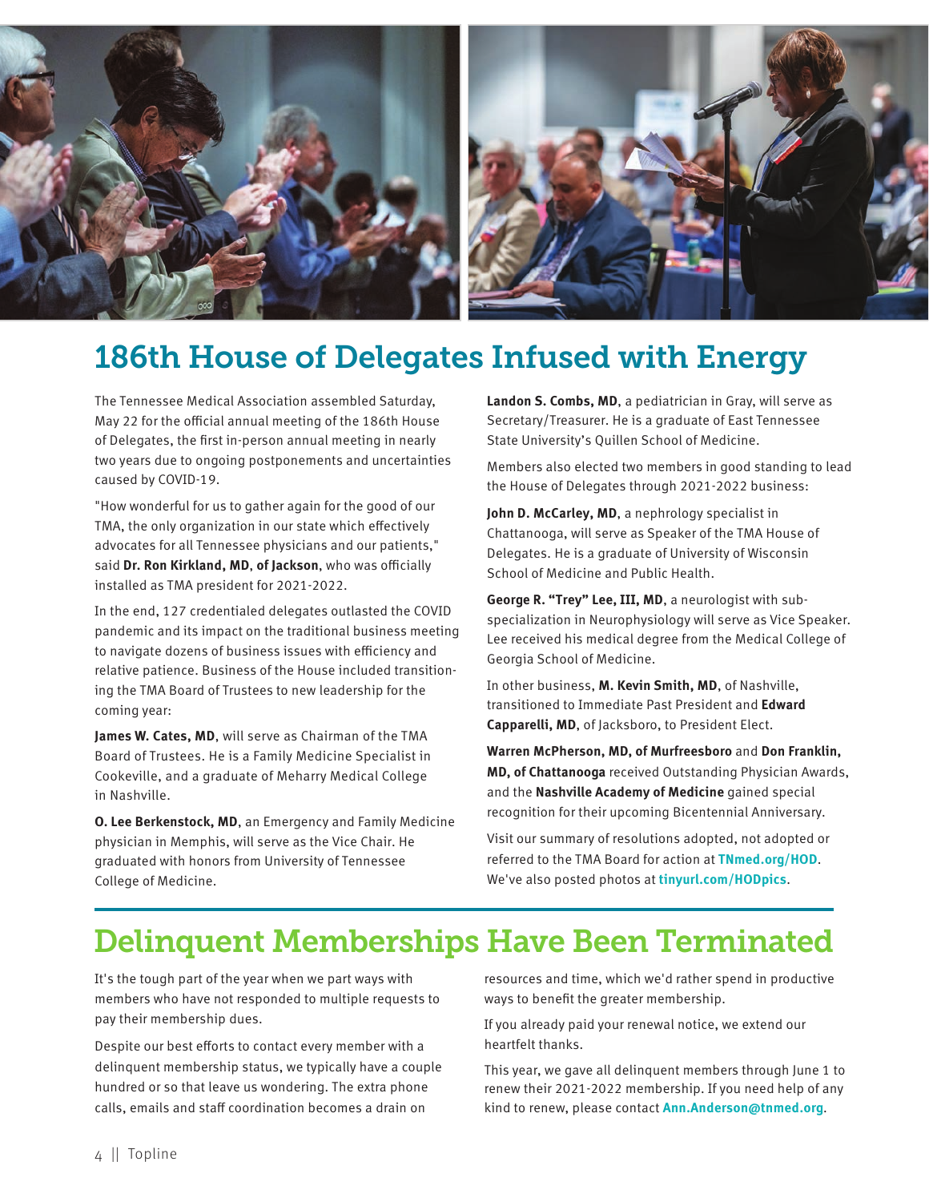# 186th House of Delegates Infused with Energy

The Tennessee Medical Association assembled Saturday, May 22 for the official annual meeting of the 186th House of Delegates, the first in-person annual meeting in nearly two years due to ongoing postponements and uncertainties caused by COVID-19.

"How wonderful for us to gather again for the good of our TMA, the only organization in our state which effectively advocates for all Tennessee physicians and our patients," said **Dr. Ron Kirkland, MD**, **of Jackson**, who was officially installed as TMA president for 2021-2022.

In the end, 127 credentialed delegates outlasted the COVID pandemic and its impact on the traditional business meeting to navigate dozens of business issues with efficiency and relative patience. Business of the House included transitioning the TMA Board of Trustees to new leadership for the coming year:

**James W. Cates, MD**, will serve as Chairman of the TMA Board of Trustees. He is a Family Medicine Specialist in Cookeville, and a graduate of Meharry Medical College in Nashville.

**O. Lee Berkenstock, MD**, an Emergency and Family Medicine physician in Memphis, will serve as the Vice Chair. He graduated with honors from University of Tennessee College of Medicine.

**Landon S. Combs, MD**, a pediatrician in Gray, will serve as Secretary/Treasurer. He is a graduate of East Tennessee State University's Quillen School of Medicine.

Members also elected two members in good standing to lead the House of Delegates through 2021-2022 business:

**John D. McCarley, MD**, a nephrology specialist in Chattanooga, will serve as Speaker of the TMA House of Delegates. He is a graduate of University of Wisconsin School of Medicine and Public Health.

**George R. "Trey" Lee, III, MD**, a neurologist with sub-specialization in Neurophysiology will serve as Vice Speaker. Lee received his medical degree from the Medical College of Georgia School of Medicine.

In other business, **M. Kevin Smith, MD**, of Nashville, transitioned to Immediate Past President and **Edward Capparelli, MD**, of Jacksboro, to President Elect.

**Warren McPherson, MD, of Murfreesboro** and **Don Franklin, MD, of Chattanooga** received Outstanding Physician Awards, and the **Nashville Academy of Medicine** gained special recognition for their upcoming Bicentennial Anniversary.

Visit our summary of resolutions adopted, not adopted or referred to the TMA Board for action at **TNmed.org/HOD**. We've also posted photos at **tinyurl.com/HODpics**.

# Delinquent Memberships Have Been Terminated

It's the tough part of the year when we part ways with members who have not responded to multiple requests to pay their membership dues.

Despite our best efforts to contact every member with a delinquent membership status, we typically have a couple hundred or so that leave us wondering. The extra phone calls, emails and staff coordination becomes a drain on resources and time, which we'd rather spend in productive ways to benefit the greater membership.

If you already paid your renewal notice, we extend our heartfelt thanks.

This year, we gave all delinquent members through June 1 to renew their 2021-2022 membership. If you need help of any kind to renew, please contact **Ann.Anderson@tnmed.org**.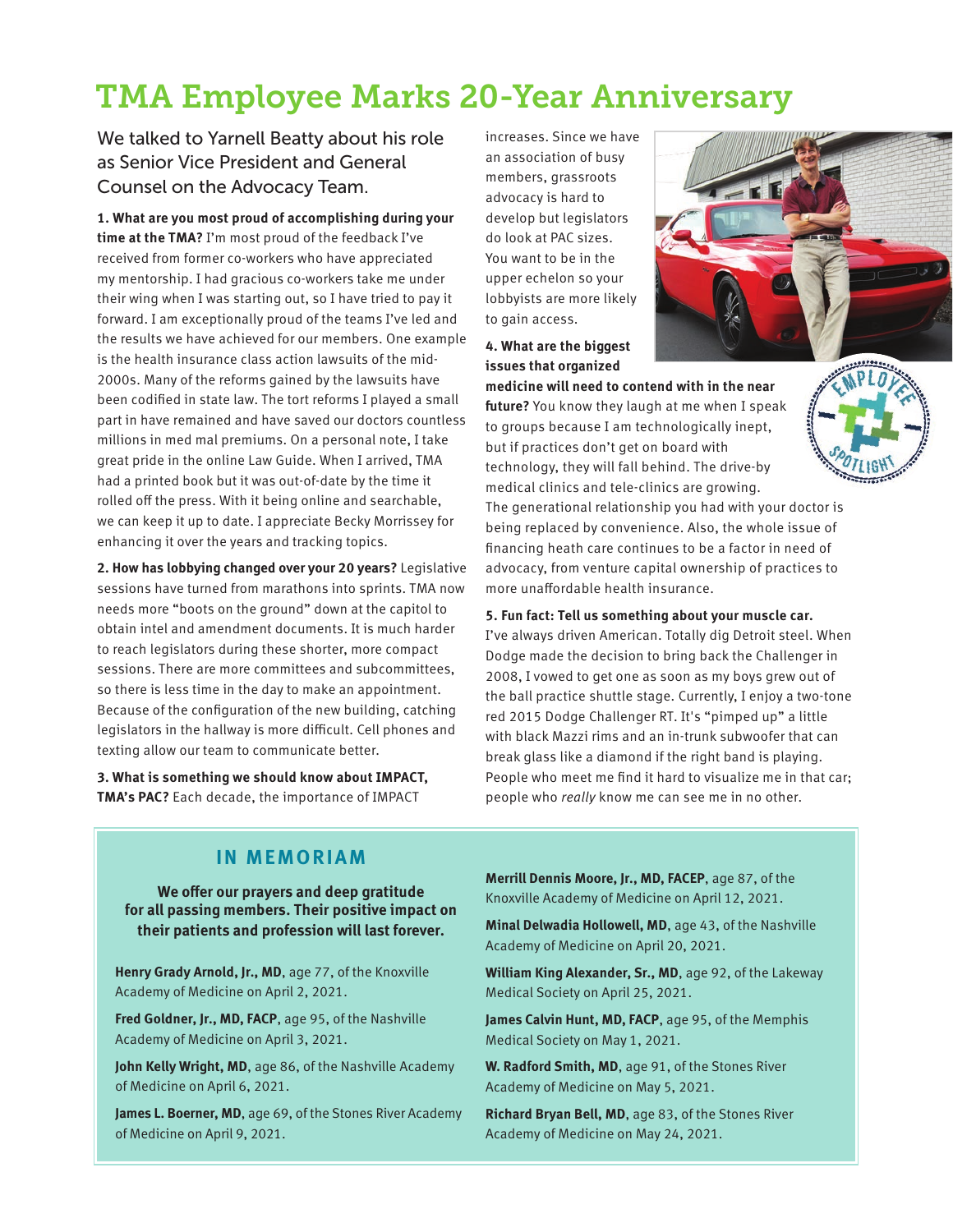# TMA Employee Marks 20-Year Anniversary

We talked to Yarnell Beatty about his role as Senior Vice President and General Counsel on the Advocacy Team.

**1. What are you most proud of accomplishing during your time at the TMA?** I'm most proud of the feedback I've received from former co-workers who have appreciated my mentorship. I had gracious co-workers take me under their wing when I was starting out, so I have tried to pay it forward. I am exceptionally proud of the teams I've led and the results we have achieved for our members. One example is the health insurance class action lawsuits of the mid-2000s. Many of the reforms gained by the lawsuits have been codified in state law. The tort reforms I played a small part in have remained and have saved our doctors countless millions in med mal premiums. On a personal note, I take great pride in the online Law Guide. When I arrived, TMA had a printed book but it was out-of-date by the time it rolled off the press. With it being online and searchable, we can keep it up to date. I appreciate Becky Morrissey for enhancing it over the years and tracking topics.

**2. How has lobbying changed over your 20 years?** Legislative sessions have turned from marathons into sprints. TMA now needs more "boots on the ground" down at the capitol to obtain intel and amendment documents. It is much harder to reach legislators during these shorter, more compact sessions. There are more committees and subcommittees, so there is less time in the day to make an appointment. Because of the configuration of the new building, catching legislators in the hallway is more difficult. Cell phones and texting allow our team to communicate better.

**3. What is something we should know about IMPACT, TMA's PAC?** Each decade, the importance of IMPACT increases. Since we have an association of busy members, grassroots advocacy is hard to develop but legislators do look at PAC sizes. You want to be in the upper echelon so your lobbyists are more likely to gain access.

**4. What are the biggest issues that organized medicine will need to contend with in the near future?** You know they laugh at me when I speak to groups because I am technologically inept, but if practices don't get on board with technology, they will fall behind. The drive-by medical clinics and tele-clinics are growing. The generational relationship you had with your doctor is being replaced by convenience. Also, the whole issue of financing heath care continues to be a factor in need of advocacy, from venture capital ownership of practices to more unaffordable health insurance.

**5. Fun fact: Tell us something about your muscle car.** I've always driven American. Totally dig Detroit steel. When Dodge made the decision to bring back the Challenger in 2008, I vowed to get one as soon as my boys grew out of the ball practice shuttle stage. Currently, I enjoy a two-tone red 2015 Dodge Challenger RT. It's "pimped up" a little with black Mazzi rims and an in-trunk subwoofer that can break glass like a diamond if the right band is playing. People who meet me find it hard to visualize me in that car; people who *really* know me can see me in no other.

## IN MEMORIAM

**We offer our prayers and deep gratitude for all passing members. Their positive impact on their patients and profession will last forever.**

**Henry Grady Arnold, Jr., MD**, age 77, of the Knoxville Academy of Medicine on April 2, 2021.

**Fred Goldner, Jr., MD, FACP**, age 95, of the Nashville Academy of Medicine on April 3, 2021.

**John Kelly Wright, MD**, age 86, of the Nashville Academy of Medicine on April 6, 2021.

**James L. Boerner, MD**, age 69, of the Stones River Academy of Medicine on April 9, 2021.

**Merrill Dennis Moore, Jr., MD, FACEP**, age 87, of the Knoxville Academy of Medicine on April 12, 2021.

**Minal Delwadia Hollowell, MD**, age 43, of the Nashville Academy of Medicine on April 20, 2021.

**William King Alexander, Sr., MD**, age 92, of the Lakeway Medical Society on April 25, 2021.

**James Calvin Hunt, MD, FACP**, age 95, of the Memphis Medical Society on May 1, 2021.

**W. Radford Smith, MD**, age 91, of the Stones River Academy of Medicine on May 5, 2021.

**Richard Bryan Bell, MD**, age 83, of the Stones River Academy of Medicine on May 24, 2021.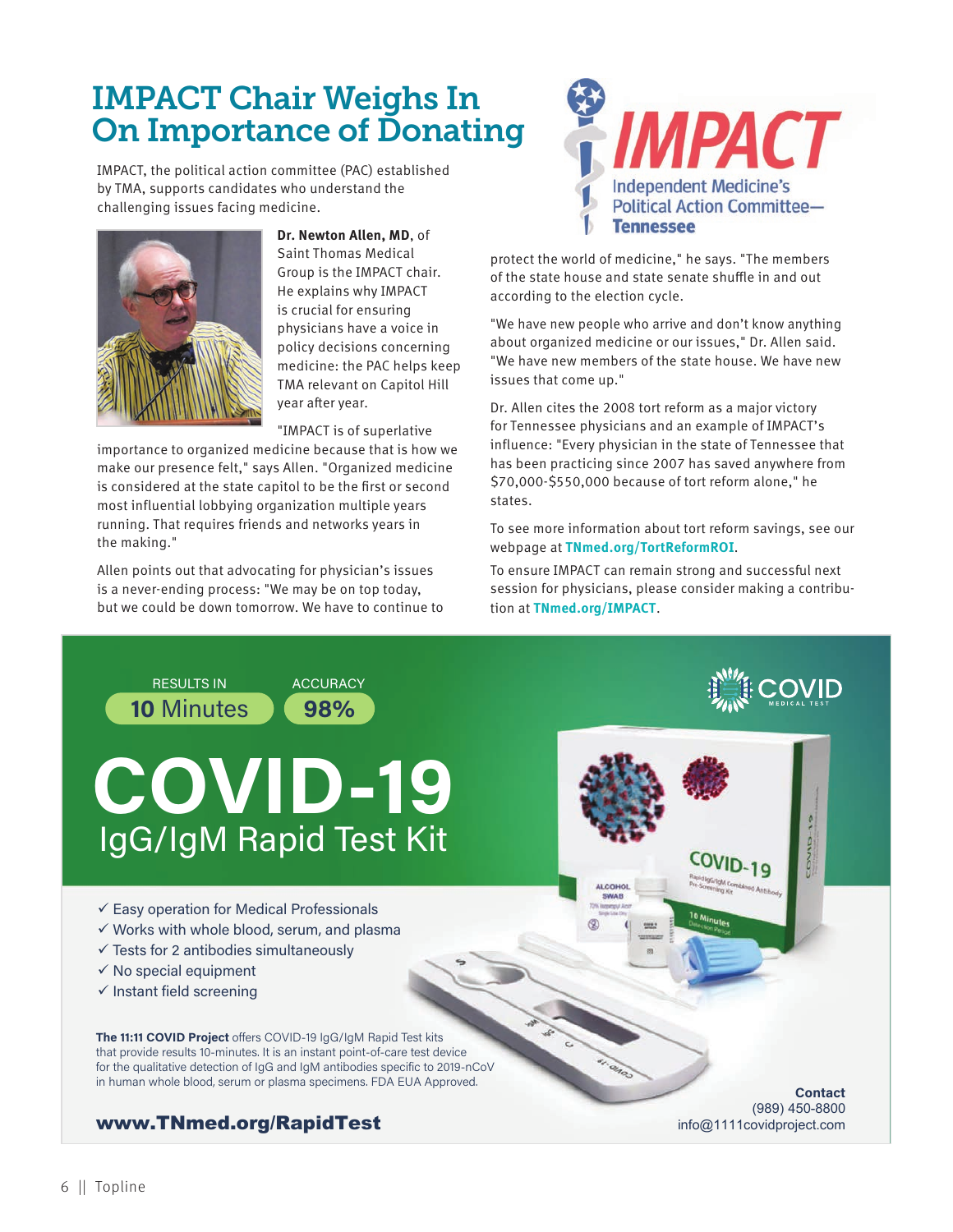# IMPACT Chair Weighs In On Importance of Donating

IMPACT, the political action committee (PAC) established by TMA, supports candidates who understand the challenging issues facing medicine.

**Dr. Newton Allen, MD**, of Saint Thomas Medical Group is the IMPACT chair. He explains why IMPACT is crucial for ensuring physicians have a voice in policy decisions concerning medicine: the PAC helps keep TMA relevant on Capitol Hill year after year.

"IMPACT is of superlative importance to organized medicine because that is how we make our presence felt," says Allen. "Organized medicine is considered at the state capitol to be the first or second most influential lobbying organization multiple years running. That requires friends and networks years in the making."

Allen points out that advocating for physician's issues is a never-ending process: "We may be on top today, but we could be down tomorrow. We have to continue to protect the world of medicine," he says. "The members of the state house and state senate shuffle in and out according to the election cycle.

"We have new people who arrive and don't know anything about organized medicine or our issues," Dr. Allen said. "We have new members of the state house. We have new issues that come up."

Dr. Allen cites the 2008 tort reform as a major victory for Tennessee physicians and an example of IMPACT's influence: "Every physician in the state of Tennessee that has been practicing since 2007 has saved anywhere from $70,000-$550,000 because of tort reform alone," he states.

To see more information about tort reform savings, see our webpage at **TNmed.org/TortReformROI**.

To ensure IMPACT can remain strong and successful next session for physicians, please consider making a contribution at **TNmed.org/IMPACT**.

**IMPACT**
Independent Medicine's Political Action Committee—Tennessee

---

RESULTS IN **10** Minutes | ACCURACY **98%**

# COVID-19
## IgG/IgM Rapid Test Kit

- ✓ Easy operation for Medical Professionals
- ✓ Works with whole blood, serum, and plasma
- ✓ Tests for 2 antibodies simultaneously
- ✓ No special equipment
- ✓ Instant field screening

**The 11:11 COVID Project** offers COVID-19 IgG/IgM Rapid Test kits that provide results 10-minutes. It is an instant point-of-care test device for the qualitative detection of IgG and IgM antibodies specific to 2019-nCoV in human whole blood, serum or plasma specimens. FDA EUA Approved.

**www.TNmed.org/RapidTest**

**Contact**
(989) 450-8800
info@1111covidproject.com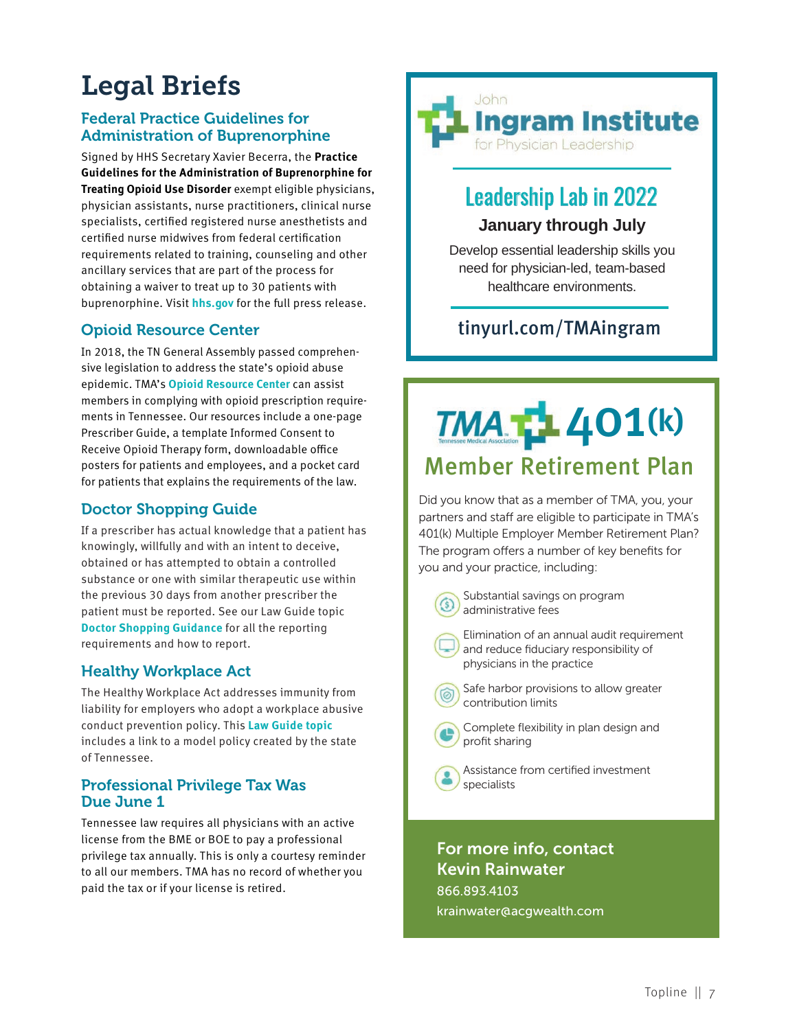# Legal Briefs

## Federal Practice Guidelines for Administration of Buprenorphine

Signed by HHS Secretary Xavier Becerra, the **Practice Guidelines for the Administration of Buprenorphine for Treating Opioid Use Disorder** exempt eligible physicians, physician assistants, nurse practitioners, clinical nurse specialists, certified registered nurse anesthetists and certified nurse midwives from federal certification requirements related to training, counseling and other ancillary services that are part of the process for obtaining a waiver to treat up to 30 patients with buprenorphine. Visit **hhs.gov** for the full press release.

## Opioid Resource Center

In 2018, the TN General Assembly passed comprehensive legislation to address the state's opioid abuse epidemic. TMA's **Opioid Resource Center** can assist members in complying with opioid prescription requirements in Tennessee. Our resources include a one-page Prescriber Guide, a template Informed Consent to Receive Opioid Therapy form, downloadable office posters for patients and employees, and a pocket card for patients that explains the requirements of the law.

## Doctor Shopping Guide

If a prescriber has actual knowledge that a patient has knowingly, willfully and with an intent to deceive, obtained or has attempted to obtain a controlled substance or one with similar therapeutic use within the previous 30 days from another prescriber the patient must be reported. See our Law Guide topic **Doctor Shopping Guidance** for all the reporting requirements and how to report.

## Healthy Workplace Act

The Healthy Workplace Act addresses immunity from liability for employers who adopt a workplace abusive conduct prevention policy. This **Law Guide topic** includes a link to a model policy created by the state of Tennessee.

## Professional Privilege Tax Was Due June 1

Tennessee law requires all physicians with an active license from the BME or BOE to pay a professional privilege tax annually. This is only a courtesy reminder to all our members. TMA has no record of whether you paid the tax or if your license is retired.

---

John **Ingram Institute** for Physician Leadership

## Leadership Lab in 2022

**January through July**

Develop essential leadership skills you need for physician-led, team-based healthcare environments.

tinyurl.com/TMAingram

---

# TMA 401(k)

## Member Retirement Plan

Did you know that as a member of TMA, you, your partners and staff are eligible to participate in TMA's 401(k) Multiple Employer Member Retirement Plan? The program offers a number of key benefits for you and your practice, including:

- Substantial savings on program administrative fees
- Elimination of an annual audit requirement and reduce fiduciary responsibility of physicians in the practice
- Safe harbor provisions to allow greater contribution limits
- Complete flexibility in plan design and profit sharing
- Assistance from certified investment specialists

**For more info, contact Kevin Rainwater**

866.893.4103

krainwater@acgwealth.com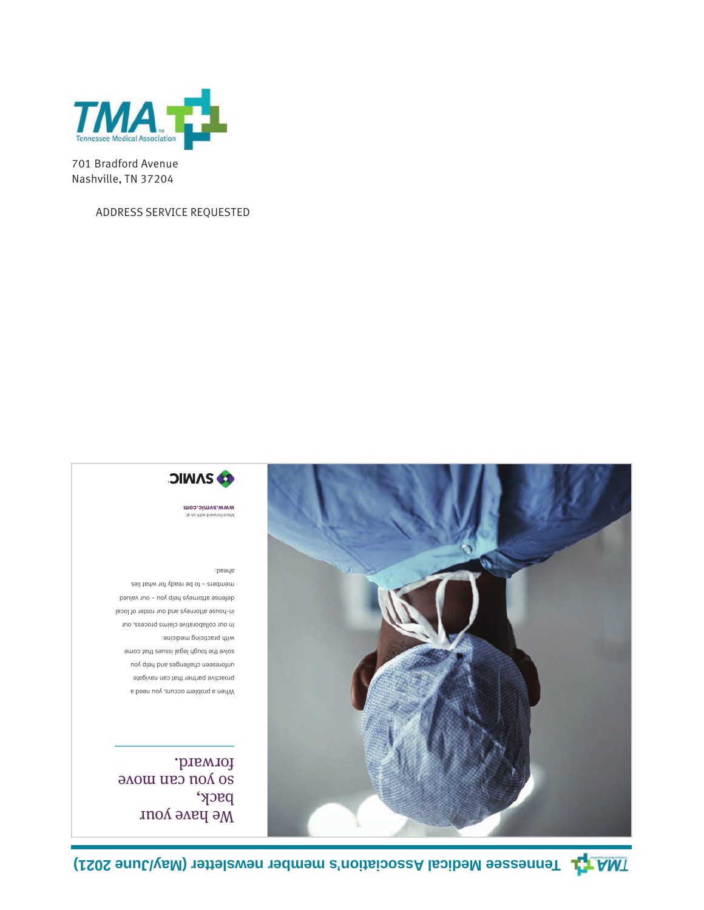TMA Tennessee Medical Association

701 Bradford Avenue
Nashville, TN 37204

ADDRESS SERVICE REQUESTED

We have your back, so you can move forward.

When a problem occurs, you need a proactive partner that can navigate unforeseen challenges and help you solve the tough legal issues that come with practicing medicine.

In our collaborative claims process, our in-house attorneys and our roster of local defense attorneys help you – our valued members – to be ready for what lies ahead.

Move forward with us at
**www.svmic.com**

SVMIC

**Tennessee Medical Association's member newsletter (May/June 2021)**